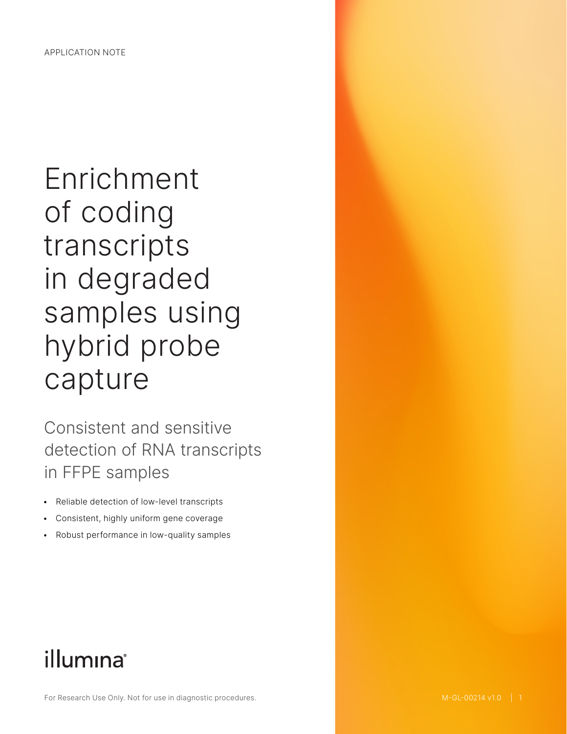APPLICATION NOTE

# Enrichment of coding transcripts in degraded samples using hybrid probe capture

## Consistent and sensitive detection of RNA transcripts in FFPE samples

- Reliable detection of low-level transcripts
- Consistent, highly uniform gene coverage
- Robust performance in low-quality samples

illumina®

For Research Use Only. Not for use in diagnostic procedures.

M-GL-00214 v1.0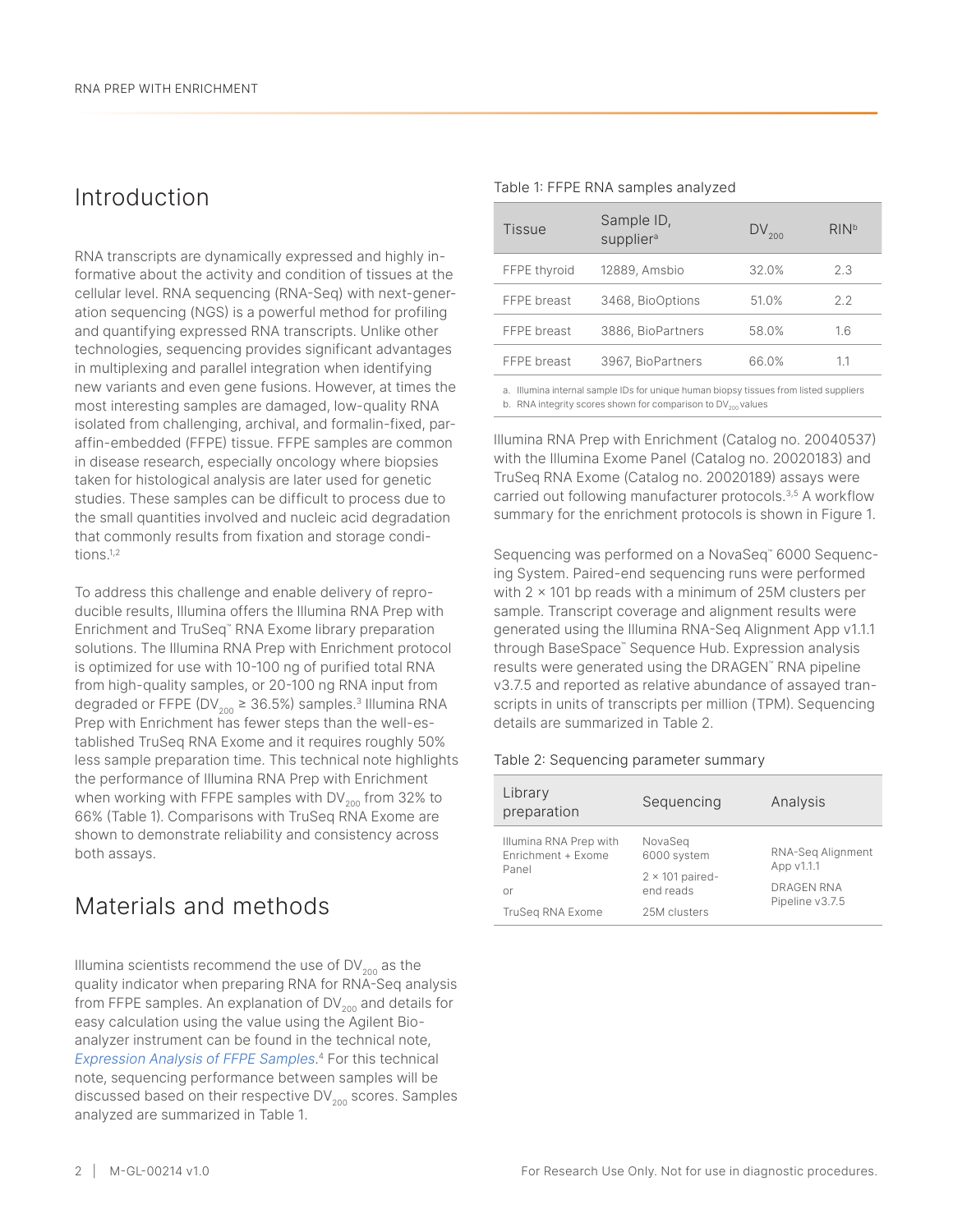## Introduction

RNA transcripts are dynamically expressed and highly informative about the activity and condition of tissues at the cellular level. RNA sequencing (RNA-Seq) with next-generation sequencing (NGS) is a powerful method for profiling and quantifying expressed RNA transcripts. Unlike other technologies, sequencing provides significant advantages in multiplexing and parallel integration when identifying new variants and even gene fusions. However, at times the most interesting samples are damaged, low-quality RNA isolated from challenging, archival, and formalin-fixed, paraffin-embedded (FFPE) tissue. FFPE samples are common in disease research, especially oncology where biopsies taken for histological analysis are later used for genetic studies. These samples can be difficult to process due to the small quantities involved and nucleic acid degradation that commonly results from fixation and storage conditions.[1,2]

To address this challenge and enable delivery of reproducible results, Illumina offers the Illumina RNA Prep with Enrichment and TruSeq™ RNA Exome library preparation solutions. The Illumina RNA Prep with Enrichment protocol is optimized for use with 10-100 ng of purified total RNA from high-quality samples, or 20-100 ng RNA input from degraded or FFPE ($DV_{200}$ ≥ 36.5%) samples.[3] Illumina RNA Prep with Enrichment has fewer steps than the well-established TruSeq RNA Exome and it requires roughly 50% less sample preparation time. This technical note highlights the performance of Illumina RNA Prep with Enrichment when working with FFPE samples with $DV_{200}$ from 32% to 66% (Table 1). Comparisons with TruSeq RNA Exome are shown to demonstrate reliability and consistency across both assays.

## Materials and methods

Illumina scientists recommend the use of $DV_{200}$ as the quality indicator when preparing RNA for RNA-Seq analysis from FFPE samples. An explanation of $DV_{200}$ and details for easy calculation using the value using the Agilent Bioanalyzer instrument can be found in the technical note, *Expression Analysis of FFPE Samples*.[4] For this technical note, sequencing performance between samples will be discussed based on their respective $DV_{200}$ scores. Samples analyzed are summarized in Table 1.

Table 1: FFPE RNA samples analyzed

| Tissue | Sample ID, supplier[a] | $DV_{200}$ | RIN[b] |
|---|---|---|---|
| FFPE thyroid | 12889, Amsbio | 32.0% | 2.3 |
| FFPE breast | 3468, BioOptions | 51.0% | 2.2 |
| FFPE breast | 3886, BioPartners | 58.0% | 1.6 |
| FFPE breast | 3967, BioPartners | 66.0% | 1.1 |

a. Illumina internal sample IDs for unique human biopsy tissues from listed suppliers
b. RNA integrity scores shown for comparison to $DV_{200}$ values

Illumina RNA Prep with Enrichment (Catalog no. 20040537) with the Illumina Exome Panel (Catalog no. 20020183) and TruSeq RNA Exome (Catalog no. 20020189) assays were carried out following manufacturer protocols.[3,5] A workflow summary for the enrichment protocols is shown in Figure 1.

Sequencing was performed on a NovaSeq™ 6000 Sequencing System. Paired-end sequencing runs were performed with 2 × 101 bp reads with a minimum of 25M clusters per sample. Transcript coverage and alignment results were generated using the Illumina RNA-Seq Alignment App v1.1.1 through BaseSpace™ Sequence Hub. Expression analysis results were generated using the DRAGEN™ RNA pipeline v3.7.5 and reported as relative abundance of assayed transcripts in units of transcripts per million (TPM). Sequencing details are summarized in Table 2.

Table 2: Sequencing parameter summary

| Library preparation | Sequencing | Analysis |
|---|---|---|
| Illumina RNA Prep with Enrichment + Exome Panel<br>or<br>TruSeq RNA Exome | NovaSeq 6000 system<br>2 × 101 paired-end reads<br>25M clusters | RNA-Seq Alignment App v1.1.1<br>DRAGEN RNA Pipeline v3.7.5 |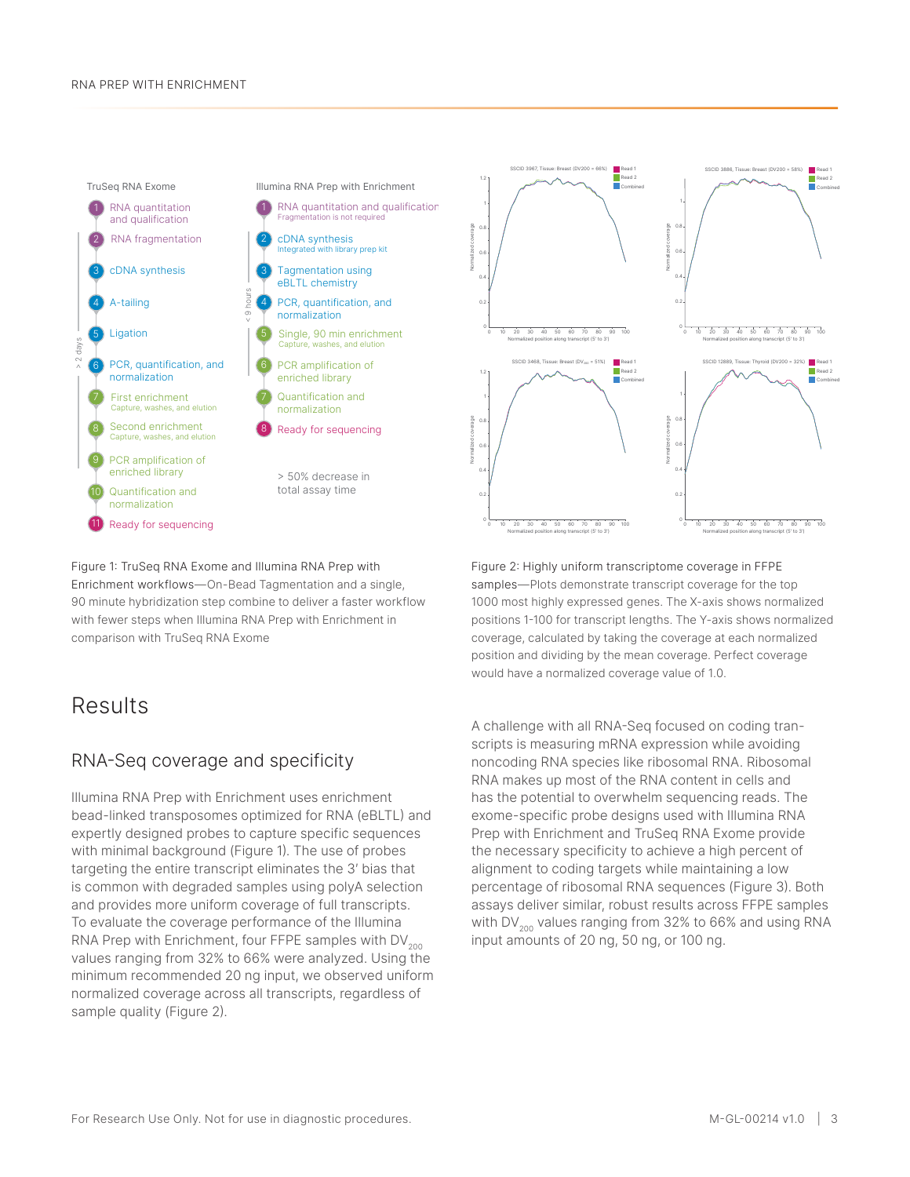Figure 1: TruSeq RNA Exome and Illumina RNA Prep with Enrichment workflows—On-Bead Tagmentation and a single, 90 minute hybridization step combine to deliver a faster workflow with fewer steps when Illumina RNA Prep with Enrichment in comparison with TruSeq RNA Exome

Figure 2: Highly uniform transcriptome coverage in FFPE samples—Plots demonstrate transcript coverage for the top 1000 most highly expressed genes. The X-axis shows normalized positions 1-100 for transcript lengths. The Y-axis shows normalized coverage, calculated by taking the coverage at each normalized position and dividing by the mean coverage. Perfect coverage would have a normalized coverage value of 1.0.

# Results

## RNA-Seq coverage and specificity

Illumina RNA Prep with Enrichment uses enrichment bead-linked transposomes optimized for RNA (eBLTL) and expertly designed probes to capture specific sequences with minimal background (Figure 1). The use of probes targeting the entire transcript eliminates the 3′ bias that is common with degraded samples using polyA selection and provides more uniform coverage of full transcripts. To evaluate the coverage performance of the Illumina RNA Prep with Enrichment, four FFPE samples with $DV_{200}$ values ranging from 32% to 66% were analyzed. Using the minimum recommended 20 ng input, we observed uniform normalized coverage across all transcripts, regardless of sample quality (Figure 2).

A challenge with all RNA-Seq focused on coding transcripts is measuring mRNA expression while avoiding noncoding RNA species like ribosomal RNA. Ribosomal RNA makes up most of the RNA content in cells and has the potential to overwhelm sequencing reads. The exome-specific probe designs used with Illumina RNA Prep with Enrichment and TruSeq RNA Exome provide the necessary specificity to achieve a high percent of alignment to coding targets while maintaining a low percentage of ribosomal RNA sequences (Figure 3). Both assays deliver similar, robust results across FFPE samples with $DV_{200}$ values ranging from 32% to 66% and using RNA input amounts of 20 ng, 50 ng, or 100 ng.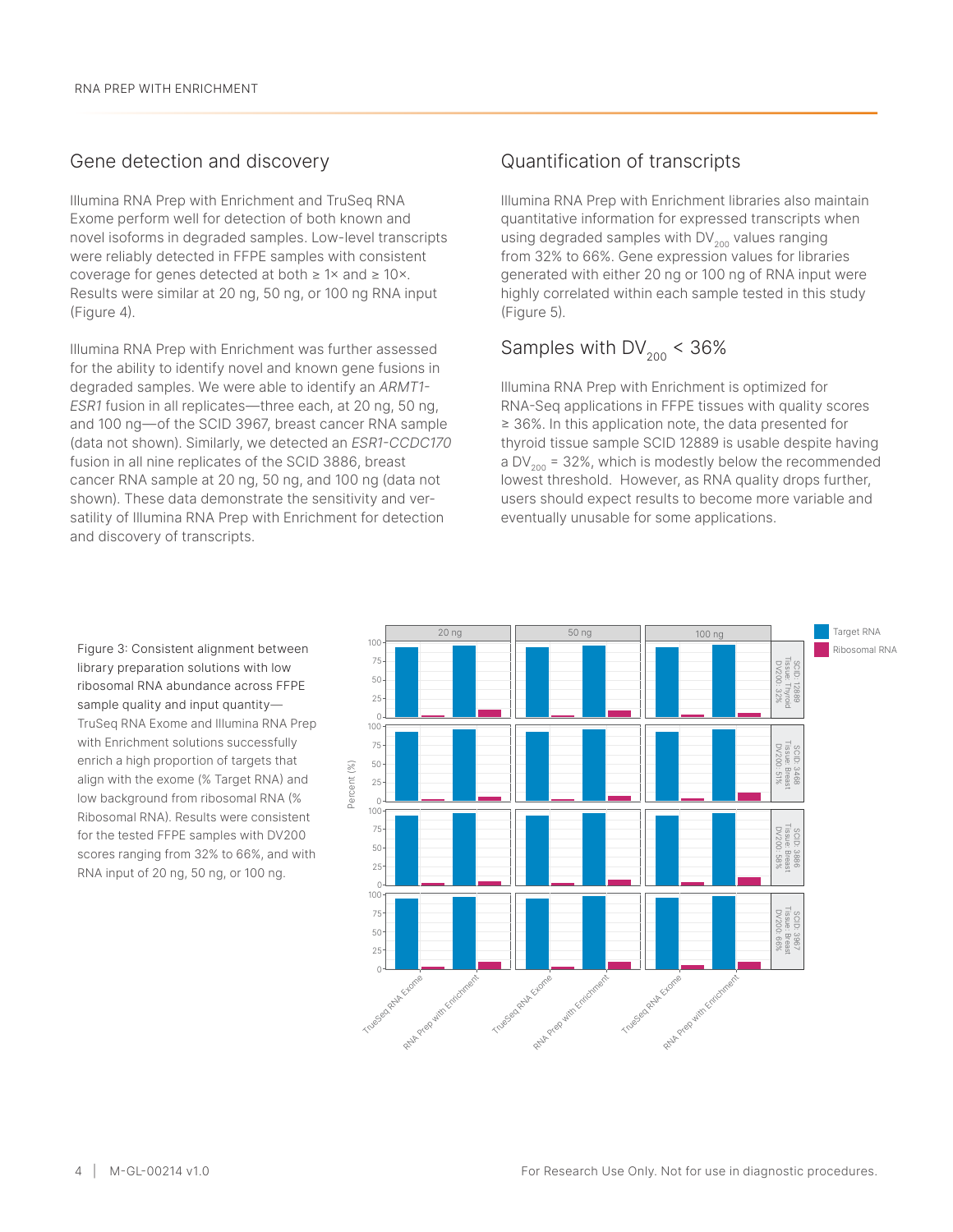## Gene detection and discovery

Illumina RNA Prep with Enrichment and TruSeq RNA Exome perform well for detection of both known and novel isoforms in degraded samples. Low-level transcripts were reliably detected in FFPE samples with consistent coverage for genes detected at both ≥ 1× and ≥ 10×. Results were similar at 20 ng, 50 ng, or 100 ng RNA input (Figure 4).

Illumina RNA Prep with Enrichment was further assessed for the ability to identify novel and known gene fusions in degraded samples. We were able to identify an *ARMT1-ESR1* fusion in all replicates—three each, at 20 ng, 50 ng, and 100 ng—of the SCID 3967, breast cancer RNA sample (data not shown). Similarly, we detected an *ESR1-CCDC170* fusion in all nine replicates of the SCID 3886, breast cancer RNA sample at 20 ng, 50 ng, and 100 ng (data not shown). These data demonstrate the sensitivity and versatility of Illumina RNA Prep with Enrichment for detection and discovery of transcripts.

## Quantification of transcripts

Illumina RNA Prep with Enrichment libraries also maintain quantitative information for expressed transcripts when using degraded samples with $DV_{200}$ values ranging from 32% to 66%. Gene expression values for libraries generated with either 20 ng or 100 ng of RNA input were highly correlated within each sample tested in this study (Figure 5).

## Samples with $DV_{200}$ < 36%

Illumina RNA Prep with Enrichment is optimized for RNA-Seq applications in FFPE tissues with quality scores ≥ 36%. In this application note, the data presented for thyroid tissue sample SCID 12889 is usable despite having a $DV_{200}$ = 32%, which is modestly below the recommended lowest threshold. However, as RNA quality drops further, users should expect results to become more variable and eventually unusable for some applications.

Figure 3: Consistent alignment between library preparation solutions with low ribosomal RNA abundance across FFPE sample quality and input quantity—TruSeq RNA Exome and Illumina RNA Prep with Enrichment solutions successfully enrich a high proportion of targets that align with the exome (% Target RNA) and low background from ribosomal RNA (% Ribosomal RNA). Results were consistent for the tested FFPE samples with DV200 scores ranging from 32% to 66%, and with RNA input of 20 ng, 50 ng, or 100 ng.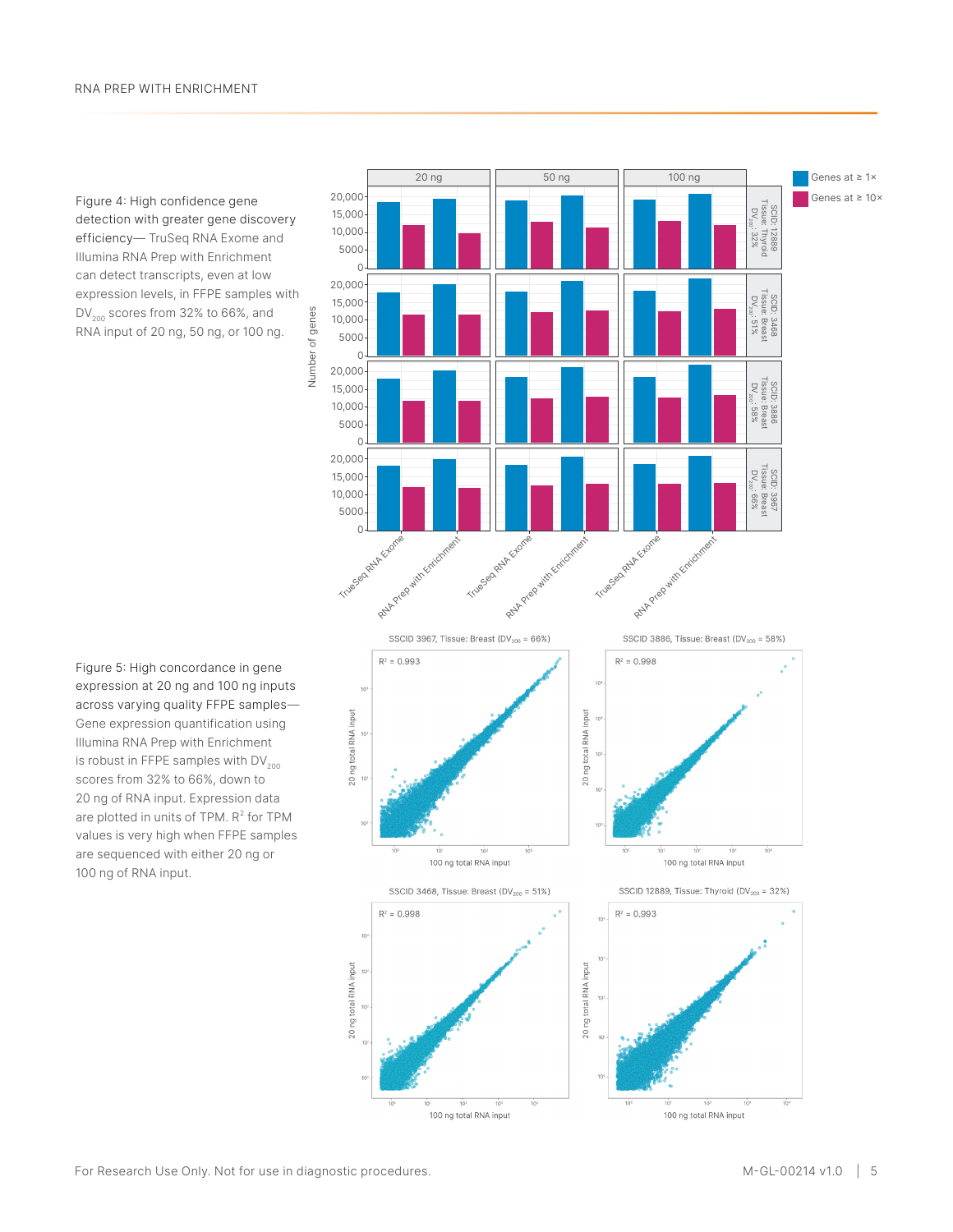Figure 4: High confidence gene detection with greater gene discovery efficiency— TruSeq RNA Exome and Illumina RNA Prep with Enrichment can detect transcripts, even at low expression levels, in FFPE samples with $DV_{200}$ scores from 32% to 66%, and RNA input of 20 ng, 50 ng, or 100 ng.

Figure 5: High concordance in gene expression at 20 ng and 100 ng inputs across varying quality FFPE samples— Gene expression quantification using Illumina RNA Prep with Enrichment is robust in FFPE samples with $DV_{200}$ scores from 32% to 66%, down to 20 ng of RNA input. Expression data are plotted in units of TPM. $R^2$ for TPM values is very high when FFPE samples are sequenced with either 20 ng or 100 ng of RNA input.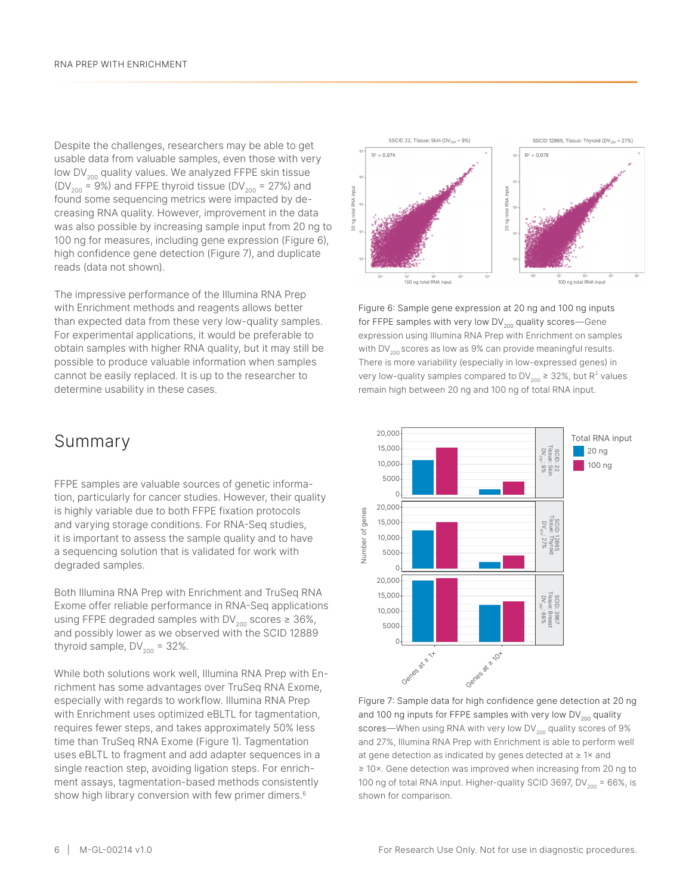Despite the challenges, researchers may be able to get usable data from valuable samples, even those with very low $DV_{200}$ quality values. We analyzed FFPE skin tissue ($DV_{200}$ = 9%) and FFPE thyroid tissue ($DV_{200}$ = 27%) and found some sequencing metrics were impacted by decreasing RNA quality. However, improvement in the data was also possible by increasing sample input from 20 ng to 100 ng for measures, including gene expression (Figure 6), high confidence gene detection (Figure 7), and duplicate reads (data not shown).

The impressive performance of the Illumina RNA Prep with Enrichment methods and reagents allows better than expected data from these very low-quality samples. For experimental applications, it would be preferable to obtain samples with higher RNA quality, but it may still be possible to produce valuable information when samples cannot be easily replaced. It is up to the researcher to determine usability in these cases.

Figure 6: Sample gene expression at 20 ng and 100 ng inputs for FFPE samples with very low $DV_{200}$ quality scores—Gene expression using Illumina RNA Prep with Enrichment on samples with $DV_{200}$ scores as low as 9% can provide meaningful results. There is more variability (especially in low-expressed genes) in very low-quality samples compared to $DV_{200}$ ≥ 32%, but $R^2$ values remain high between 20 ng and 100 ng of total RNA input.

Figure 7: Sample data for high confidence gene detection at 20 ng and 100 ng inputs for FFPE samples with very low $DV_{200}$ quality scores—When using RNA with very low $DV_{200}$ quality scores of 9% and 27%, Illumina RNA Prep with Enrichment is able to perform well at gene detection as indicated by genes detected at ≥ 1× and ≥ 10×. Gene detection was improved when increasing from 20 ng to 100 ng of total RNA input. Higher-quality SCID 3697, $DV_{200}$ = 66%, is shown for comparison.

## Summary

FFPE samples are valuable sources of genetic information, particularly for cancer studies. However, their quality is highly variable due to both FFPE fixation protocols and varying storage conditions. For RNA-Seq studies, it is important to assess the sample quality and to have a sequencing solution that is validated for work with degraded samples.

Both Illumina RNA Prep with Enrichment and TruSeq RNA Exome offer reliable performance in RNA-Seq applications using FFPE degraded samples with $DV_{200}$ scores ≥ 36%, and possibly lower as we observed with the SCID 12889 thyroid sample, $DV_{200}$ = 32%.

While both solutions work well, Illumina RNA Prep with Enrichment has some advantages over TruSeq RNA Exome, especially with regards to workflow. Illumina RNA Prep with Enrichment uses optimized eBLTL for tagmentation, requires fewer steps, and takes approximately 50% less time than TruSeq RNA Exome (Figure 1). Tagmentation uses eBLTL to fragment and add adapter sequences in a single reaction step, avoiding ligation steps. For enrichment assays, tagmentation-based methods consistently show high library conversion with few primer dimers.[6]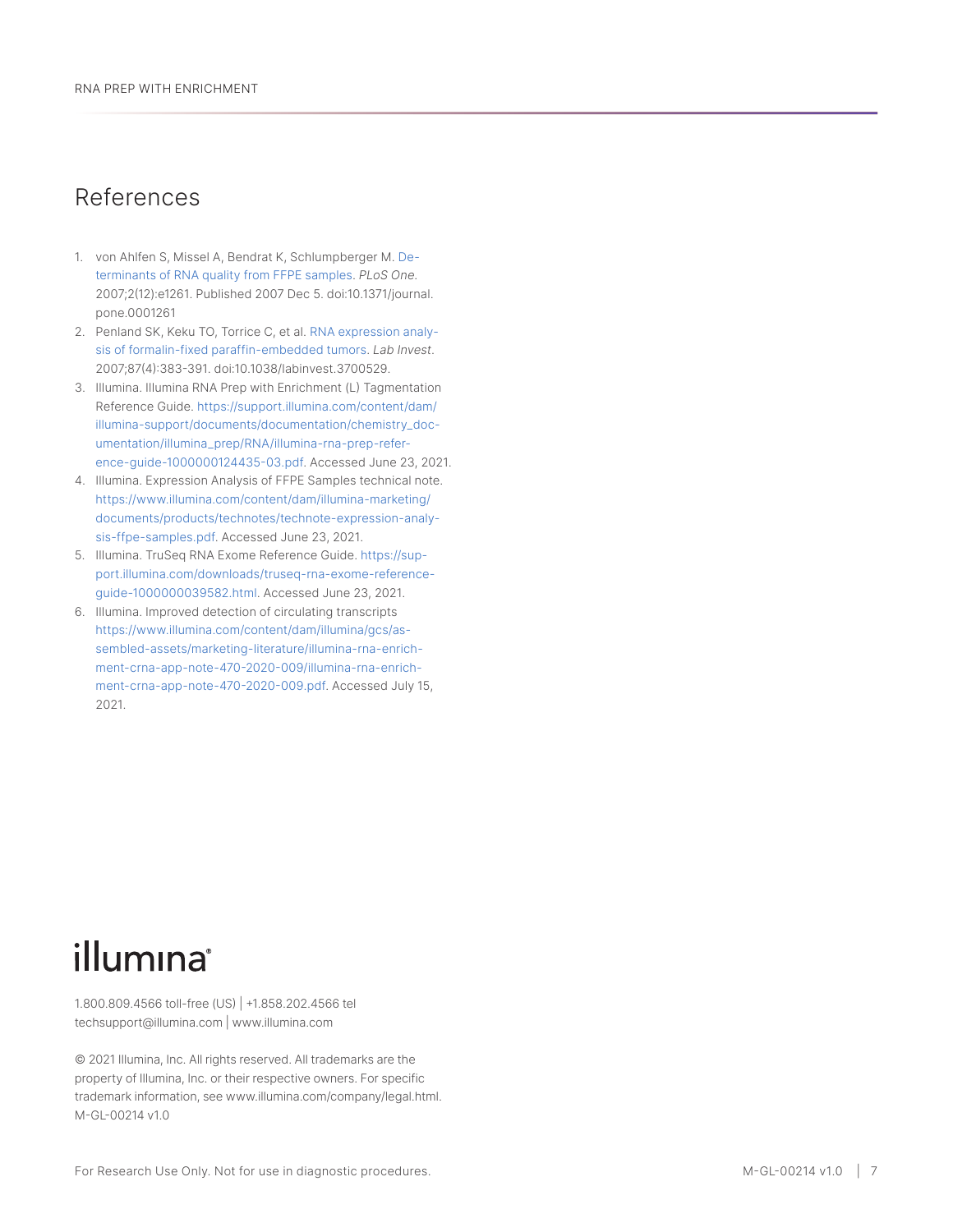## References

1. von Ahlfen S, Missel A, Bendrat K, Schlumpberger M. Determinants of RNA quality from FFPE samples. *PLoS One.* 2007;2(12):e1261. Published 2007 Dec 5. doi:10.1371/journal.pone.0001261
2. Penland SK, Keku TO, Torrice C, et al. RNA expression analysis of formalin-fixed paraffin-embedded tumors. *Lab Invest*. 2007;87(4):383-391. doi:10.1038/labinvest.3700529.
3. Illumina. Illumina RNA Prep with Enrichment (L) Tagmentation Reference Guide. https://support.illumina.com/content/dam/illumina-support/documents/documentation/chemistry_documentation/illumina_prep/RNA/illumina-rna-prep-reference-guide-1000000124435-03.pdf. Accessed June 23, 2021.
4. Illumina. Expression Analysis of FFPE Samples technical note. https://www.illumina.com/content/dam/illumina-marketing/documents/products/technotes/technote-expression-analysis-ffpe-samples.pdf. Accessed June 23, 2021.
5. Illumina. TruSeq RNA Exome Reference Guide. https://support.illumina.com/downloads/truseq-rna-exome-reference-guide-1000000039582.html. Accessed June 23, 2021.
6. Illumina. Improved detection of circulating transcripts https://www.illumina.com/content/dam/illumina/gcs/assembled-assets/marketing-literature/illumina-rna-enrichment-crna-app-note-470-2020-009/illumina-rna-enrichment-crna-app-note-470-2020-009.pdf. Accessed July 15, 2021.

illumina®

1.800.809.4566 toll-free (US) | +1.858.202.4566 tel
techsupport@illumina.com | www.illumina.com

© 2021 Illumina, Inc. All rights reserved. All trademarks are the property of Illumina, Inc. or their respective owners. For specific trademark information, see www.illumina.com/company/legal.html.
M-GL-00214 v1.0